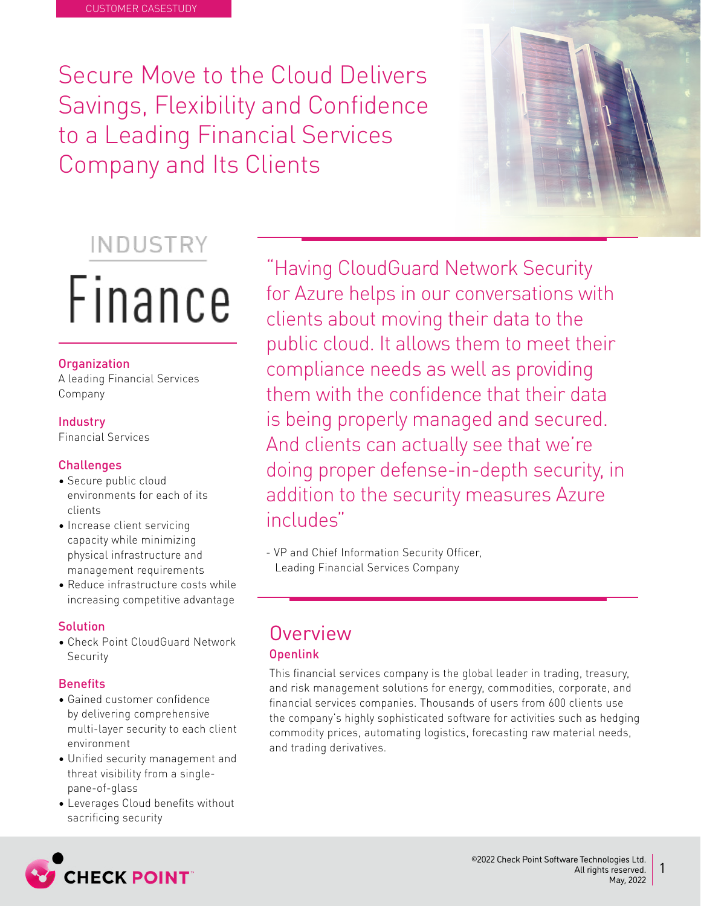CUSTOMER CASESTUDY

# Secure Move to the Cloud Delivers Savings, Flexibility and Confidence to a Leading Financial Services Company and Its Clients

INDUSTRY

Finance

**Organization**
A leading Financial Services Company

**Industry**
Financial Services

**Challenges**
- Secure public cloud environments for each of its clients
- Increase client servicing capacity while minimizing physical infrastructure and management requirements
- Reduce infrastructure costs while increasing competitive advantage

**Solution**
- Check Point CloudGuard Network Security

**Benefits**
- Gained customer confidence by delivering comprehensive multi-layer security to each client environment
- Unified security management and threat visibility from a single-pane-of-glass
- Leverages Cloud benefits without sacrificing security

> "Having CloudGuard Network Security for Azure helps in our conversations with clients about moving their data to the public cloud. It allows them to meet their compliance needs as well as providing them with the confidence that their data is being properly managed and secured. And clients can actually see that we're doing proper defense-in-depth security, in addition to the security measures Azure includes"
>
> - VP and Chief Information Security Officer, Leading Financial Services Company

## Overview

### Openlink

This financial services company is the global leader in trading, treasury, and risk management solutions for energy, commodities, corporate, and financial services companies. Thousands of users from 600 clients use the company's highly sophisticated software for activities such as hedging commodity prices, automating logistics, forecasting raw material needs, and trading derivatives.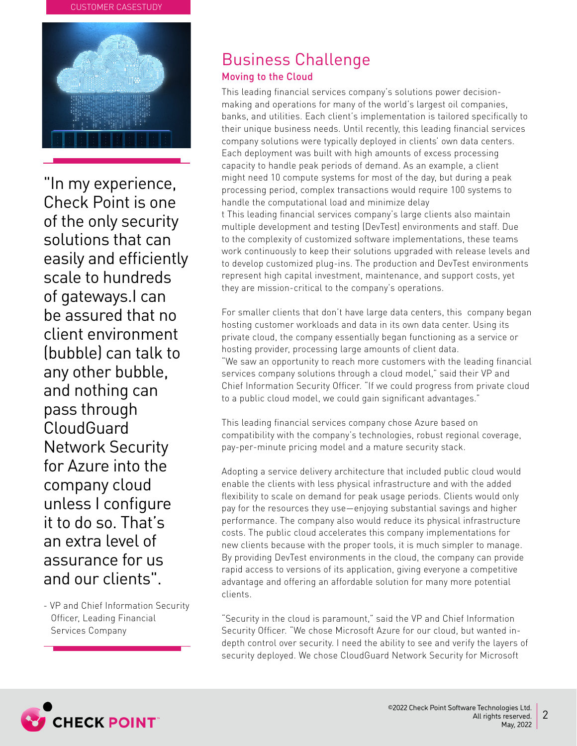"In my experience, Check Point is one of the only security solutions that can easily and efficiently scale to hundreds of gateways.I can be assured that no client environment (bubble) can talk to any other bubble, and nothing can pass through CloudGuard Network Security for Azure into the company cloud unless I configure it to do so. That's an extra level of assurance for us and our clients".

- VP and Chief Information Security Officer, Leading Financial Services Company

## Business Challenge

### Moving to the Cloud

This leading financial services company's solutions power decision-making and operations for many of the world's largest oil companies, banks, and utilities. Each client's implementation is tailored specifically to their unique business needs. Until recently, this leading financial services company solutions were typically deployed in clients' own data centers. Each deployment was built with high amounts of excess processing capacity to handle peak periods of demand. As an example, a client might need 10 compute systems for most of the day, but during a peak processing period, complex transactions would require 100 systems to handle the computational load and minimize delay
t This leading financial services company's large clients also maintain multiple development and testing (DevTest) environments and staff. Due to the complexity of customized software implementations, these teams work continuously to keep their solutions upgraded with release levels and to develop customized plug-ins. The production and DevTest environments represent high capital investment, maintenance, and support costs, yet they are mission-critical to the company's operations.

For smaller clients that don't have large data centers, this company began hosting customer workloads and data in its own data center. Using its private cloud, the company essentially began functioning as a service or hosting provider, processing large amounts of client data.
"We saw an opportunity to reach more customers with the leading financial services company solutions through a cloud model," said their VP and Chief Information Security Officer. "If we could progress from private cloud to a public cloud model, we could gain significant advantages."

This leading financial services company chose Azure based on compatibility with the company's technologies, robust regional coverage, pay-per-minute pricing model and a mature security stack.

Adopting a service delivery architecture that included public cloud would enable the clients with less physical infrastructure and with the added flexibility to scale on demand for peak usage periods. Clients would only pay for the resources they use—enjoying substantial savings and higher performance. The company also would reduce its physical infrastructure costs. The public cloud accelerates this company implementations for new clients because with the proper tools, it is much simpler to manage. By providing DevTest environments in the cloud, the company can provide rapid access to versions of its application, giving everyone a competitive advantage and offering an affordable solution for many more potential clients.

"Security in the cloud is paramount," said the VP and Chief Information Security Officer. "We chose Microsoft Azure for our cloud, but wanted in-depth control over security. I need the ability to see and verify the layers of security deployed. We chose CloudGuard Network Security for Microsoft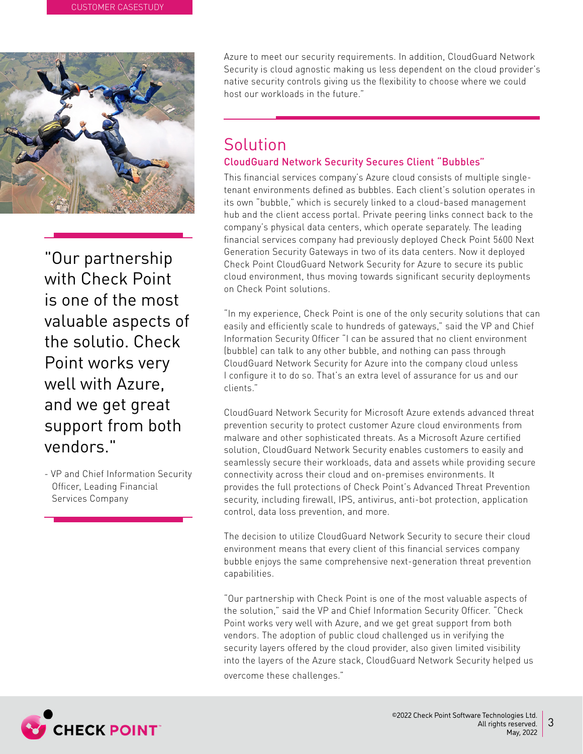Azure to meet our security requirements. In addition, CloudGuard Network Security is cloud agnostic making us less dependent on the cloud provider's native security controls giving us the flexibility to choose where we could host our workloads in the future."

> "Our partnership with Check Point is one of the most valuable aspects of the solutio. Check Point works very well with Azure, and we get great support from both vendors."
>
> - VP and Chief Information Security Officer, Leading Financial Services Company

## Solution

### CloudGuard Network Security Secures Client "Bubbles"

This financial services company's Azure cloud consists of multiple single-tenant environments defined as bubbles. Each client's solution operates in its own "bubble," which is securely linked to a cloud-based management hub and the client access portal. Private peering links connect back to the company's physical data centers, which operate separately. The leading financial services company had previously deployed Check Point 5600 Next Generation Security Gateways in two of its data centers. Now it deployed Check Point CloudGuard Network Security for Azure to secure its public cloud environment, thus moving towards significant security deployments on Check Point solutions.

"In my experience, Check Point is one of the only security solutions that can easily and efficiently scale to hundreds of gateways," said the VP and Chief Information Security Officer "I can be assured that no client environment (bubble) can talk to any other bubble, and nothing can pass through CloudGuard Network Security for Azure into the company cloud unless I configure it to do so. That's an extra level of assurance for us and our clients."

CloudGuard Network Security for Microsoft Azure extends advanced threat prevention security to protect customer Azure cloud environments from malware and other sophisticated threats. As a Microsoft Azure certified solution, CloudGuard Network Security enables customers to easily and seamlessly secure their workloads, data and assets while providing secure connectivity across their cloud and on-premises environments. It provides the full protections of Check Point's Advanced Threat Prevention security, including firewall, IPS, antivirus, anti-bot protection, application control, data loss prevention, and more.

The decision to utilize CloudGuard Network Security to secure their cloud environment means that every client of this financial services company bubble enjoys the same comprehensive next-generation threat prevention capabilities.

"Our partnership with Check Point is one of the most valuable aspects of the solution," said the VP and Chief Information Security Officer. "Check Point works very well with Azure, and we get great support from both vendors. The adoption of public cloud challenged us in verifying the security layers offered by the cloud provider, also given limited visibility into the layers of the Azure stack, CloudGuard Network Security helped us overcome these challenges."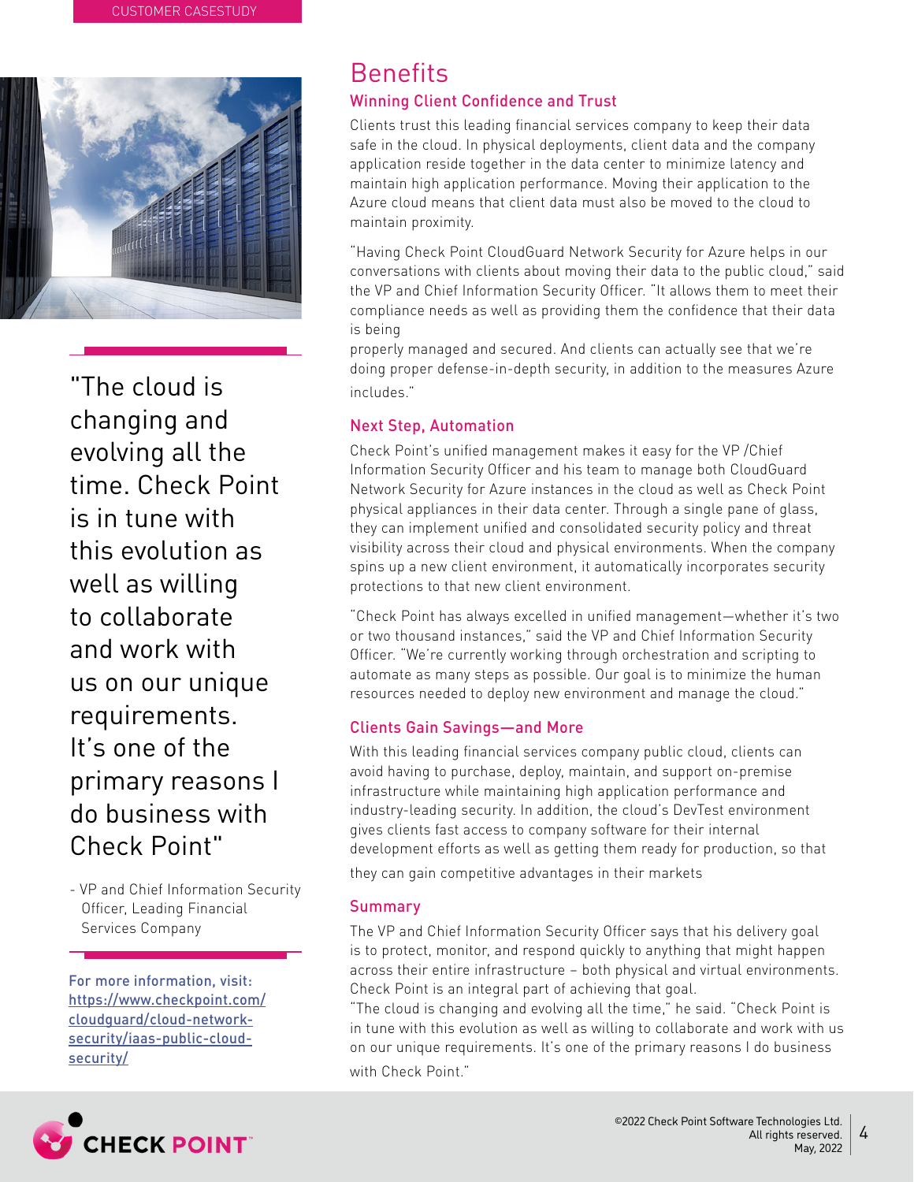CUSTOMER CASESTUDY

"The cloud is changing and evolving all the time. Check Point is in tune with this evolution as well as willing to collaborate and work with us on our unique requirements. It's one of the primary reasons I do business with Check Point"

- VP and Chief Information Security Officer, Leading Financial Services Company

For more information, visit: [https://www.checkpoint.com/cloudguard/cloud-network-security/iaas-public-cloud-security/](https://www.checkpoint.com/cloudguard/cloud-network-security/iaas-public-cloud-security/)

# Benefits

## Winning Client Confidence and Trust

Clients trust this leading financial services company to keep their data safe in the cloud. In physical deployments, client data and the company application reside together in the data center to minimize latency and maintain high application performance. Moving their application to the Azure cloud means that client data must also be moved to the cloud to maintain proximity.

"Having Check Point CloudGuard Network Security for Azure helps in our conversations with clients about moving their data to the public cloud," said the VP and Chief Information Security Officer. "It allows them to meet their compliance needs as well as providing them the confidence that their data is being properly managed and secured. And clients can actually see that we're doing proper defense-in-depth security, in addition to the measures Azure includes."

## Next Step, Automation

Check Point's unified management makes it easy for the VP /Chief Information Security Officer and his team to manage both CloudGuard Network Security for Azure instances in the cloud as well as Check Point physical appliances in their data center. Through a single pane of glass, they can implement unified and consolidated security policy and threat visibility across their cloud and physical environments. When the company spins up a new client environment, it automatically incorporates security protections to that new client environment.

"Check Point has always excelled in unified management—whether it's two or two thousand instances," said the VP and Chief Information Security Officer. "We're currently working through orchestration and scripting to automate as many steps as possible. Our goal is to minimize the human resources needed to deploy new environment and manage the cloud."

## Clients Gain Savings—and More

With this leading financial services company public cloud, clients can avoid having to purchase, deploy, maintain, and support on-premise infrastructure while maintaining high application performance and industry-leading security. In addition, the cloud's DevTest environment gives clients fast access to company software for their internal development efforts as well as getting them ready for production, so that they can gain competitive advantages in their markets

## Summary

The VP and Chief Information Security Officer says that his delivery goal is to protect, monitor, and respond quickly to anything that might happen across their entire infrastructure – both physical and virtual environments. Check Point is an integral part of achieving that goal.

"The cloud is changing and evolving all the time," he said. "Check Point is in tune with this evolution as well as willing to collaborate and work with us on our unique requirements. It's one of the primary reasons I do business with Check Point."

CHECK POINT™

©2022 Check Point Software Technologies Ltd. All rights reserved. May, 2022